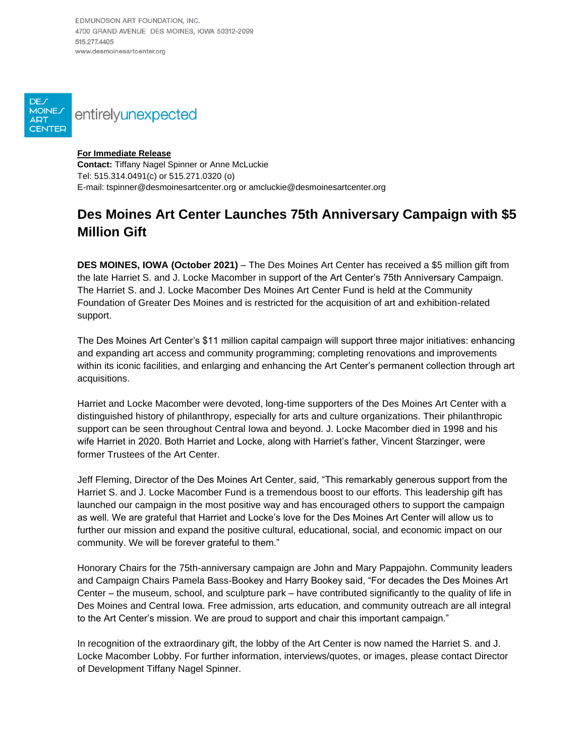EDMUNDSON ART FOUNDATION, INC.
4700 GRAND AVENUE DES MOINES, IOWA 50312-2099
515.277.4405
www.desmoinesartcenter.org

DES MOINES ART CENTER entirelyunexpected

**For Immediate Release**
**Contact:** Tiffany Nagel Spinner or Anne McLuckie
Tel: 515.314.0491(c) or 515.271.0320 (o)
E-mail: tspinner@desmoinesartcenter.org or amcluckie@desmoinesartcenter.org

# Des Moines Art Center Launches 75th Anniversary Campaign with $5 Million Gift

**DES MOINES, IOWA (October 2021)** – The Des Moines Art Center has received a $5 million gift from the late Harriet S. and J. Locke Macomber in support of the Art Center's 75th Anniversary Campaign. The Harriet S. and J. Locke Macomber Des Moines Art Center Fund is held at the Community Foundation of Greater Des Moines and is restricted for the acquisition of art and exhibition-related support.

The Des Moines Art Center's $11 million capital campaign will support three major initiatives: enhancing and expanding art access and community programming; completing renovations and improvements within its iconic facilities, and enlarging and enhancing the Art Center's permanent collection through art acquisitions.

Harriet and Locke Macomber were devoted, long-time supporters of the Des Moines Art Center with a distinguished history of philanthropy, especially for arts and culture organizations. Their philanthropic support can be seen throughout Central Iowa and beyond. J. Locke Macomber died in 1998 and his wife Harriet in 2020. Both Harriet and Locke, along with Harriet's father, Vincent Starzinger, were former Trustees of the Art Center.

Jeff Fleming, Director of the Des Moines Art Center, said, "This remarkably generous support from the Harriet S. and J. Locke Macomber Fund is a tremendous boost to our efforts. This leadership gift has launched our campaign in the most positive way and has encouraged others to support the campaign as well. We are grateful that Harriet and Locke's love for the Des Moines Art Center will allow us to further our mission and expand the positive cultural, educational, social, and economic impact on our community. We will be forever grateful to them."

Honorary Chairs for the 75th-anniversary campaign are John and Mary Pappajohn. Community leaders and Campaign Chairs Pamela Bass-Bookey and Harry Bookey said, "For decades the Des Moines Art Center – the museum, school, and sculpture park – have contributed significantly to the quality of life in Des Moines and Central Iowa. Free admission, arts education, and community outreach are all integral to the Art Center's mission. We are proud to support and chair this important campaign."

In recognition of the extraordinary gift, the lobby of the Art Center is now named the Harriet S. and J. Locke Macomber Lobby. For further information, interviews/quotes, or images, please contact Director of Development Tiffany Nagel Spinner.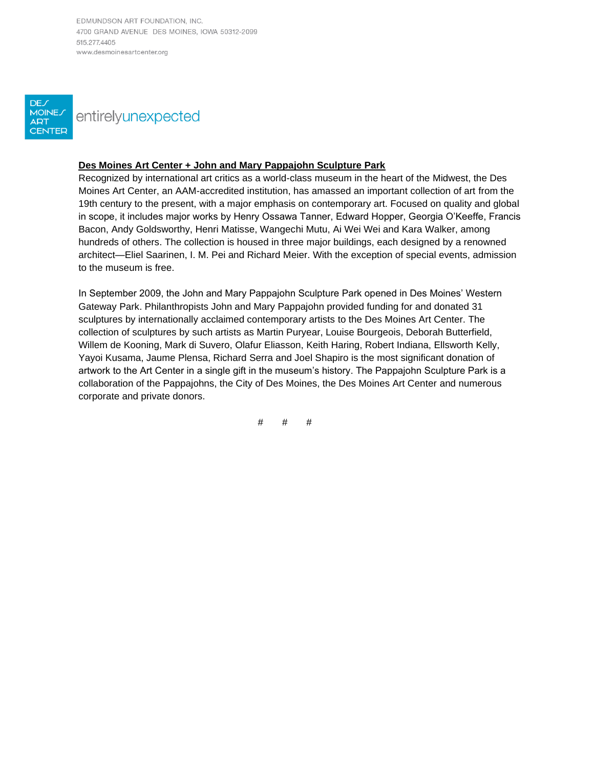EDMUNDSON ART FOUNDATION, INC.
4700 GRAND AVENUE DES MOINES, IOWA 50312-2099
515.277.4405
www.desmoinesartcenter.org

DES MOINES ART CENTER entirelyunexpected

**Des Moines Art Center + John and Mary Pappajohn Sculpture Park**

Recognized by international art critics as a world-class museum in the heart of the Midwest, the Des Moines Art Center, an AAM-accredited institution, has amassed an important collection of art from the 19th century to the present, with a major emphasis on contemporary art. Focused on quality and global in scope, it includes major works by Henry Ossawa Tanner, Edward Hopper, Georgia O'Keeffe, Francis Bacon, Andy Goldsworthy, Henri Matisse, Wangechi Mutu, Ai Wei Wei and Kara Walker, among hundreds of others. The collection is housed in three major buildings, each designed by a renowned architect—Eliel Saarinen, I. M. Pei and Richard Meier. With the exception of special events, admission to the museum is free.

In September 2009, the John and Mary Pappajohn Sculpture Park opened in Des Moines' Western Gateway Park. Philanthropists John and Mary Pappajohn provided funding for and donated 31 sculptures by internationally acclaimed contemporary artists to the Des Moines Art Center. The collection of sculptures by such artists as Martin Puryear, Louise Bourgeois, Deborah Butterfield, Willem de Kooning, Mark di Suvero, Olafur Eliasson, Keith Haring, Robert Indiana, Ellsworth Kelly, Yayoi Kusama, Jaume Plensa, Richard Serra and Joel Shapiro is the most significant donation of artwork to the Art Center in a single gift in the museum's history. The Pappajohn Sculpture Park is a collaboration of the Pappajohns, the City of Des Moines, the Des Moines Art Center and numerous corporate and private donors.

# # #